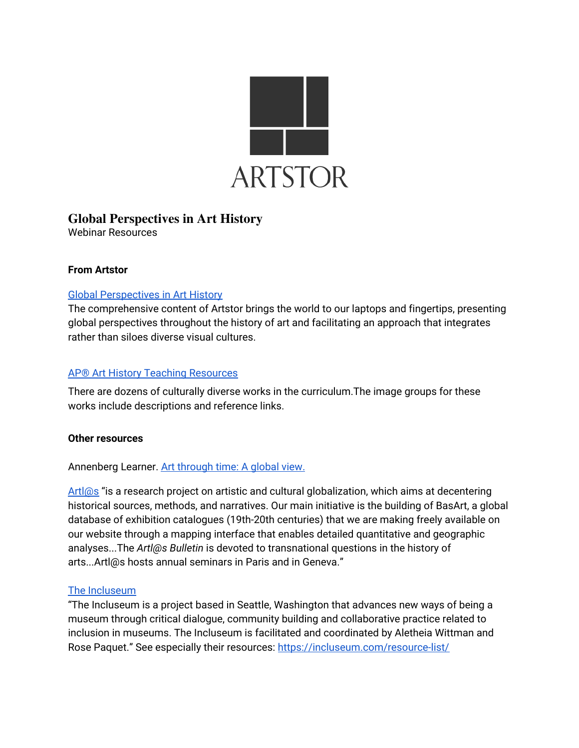ARTSTOR

# Global Perspectives in Art History

Webinar Resources

### From Artstor

[Global Perspectives in Art History]

The comprehensive content of Artstor brings the world to our laptops and fingertips, presenting global perspectives throughout the history of art and facilitating an approach that integrates rather than siloes diverse visual cultures.

[AP® Art History Teaching Resources]

There are dozens of culturally diverse works in the curriculum.The image groups for these works include descriptions and reference links.

### Other resources

Annenberg Learner. [Art through time: A global view.]

[Artl@s] "is a research project on artistic and cultural globalization, which aims at decentering historical sources, methods, and narratives. Our main initiative is the building of BasArt, a global database of exhibition catalogues (19th-20th centuries) that we are making freely available on our website through a mapping interface that enables detailed quantitative and geographic analyses...The *Artl@s Bulletin* is devoted to transnational questions in the history of arts...Artl@s hosts annual seminars in Paris and in Geneva."

[The Incluseum]

"The Incluseum is a project based in Seattle, Washington that advances new ways of being a museum through critical dialogue, community building and collaborative practice related to inclusion in museums. The Incluseum is facilitated and coordinated by Aletheia Wittman and Rose Paquet." See especially their resources: https://incluseum.com/resource-list/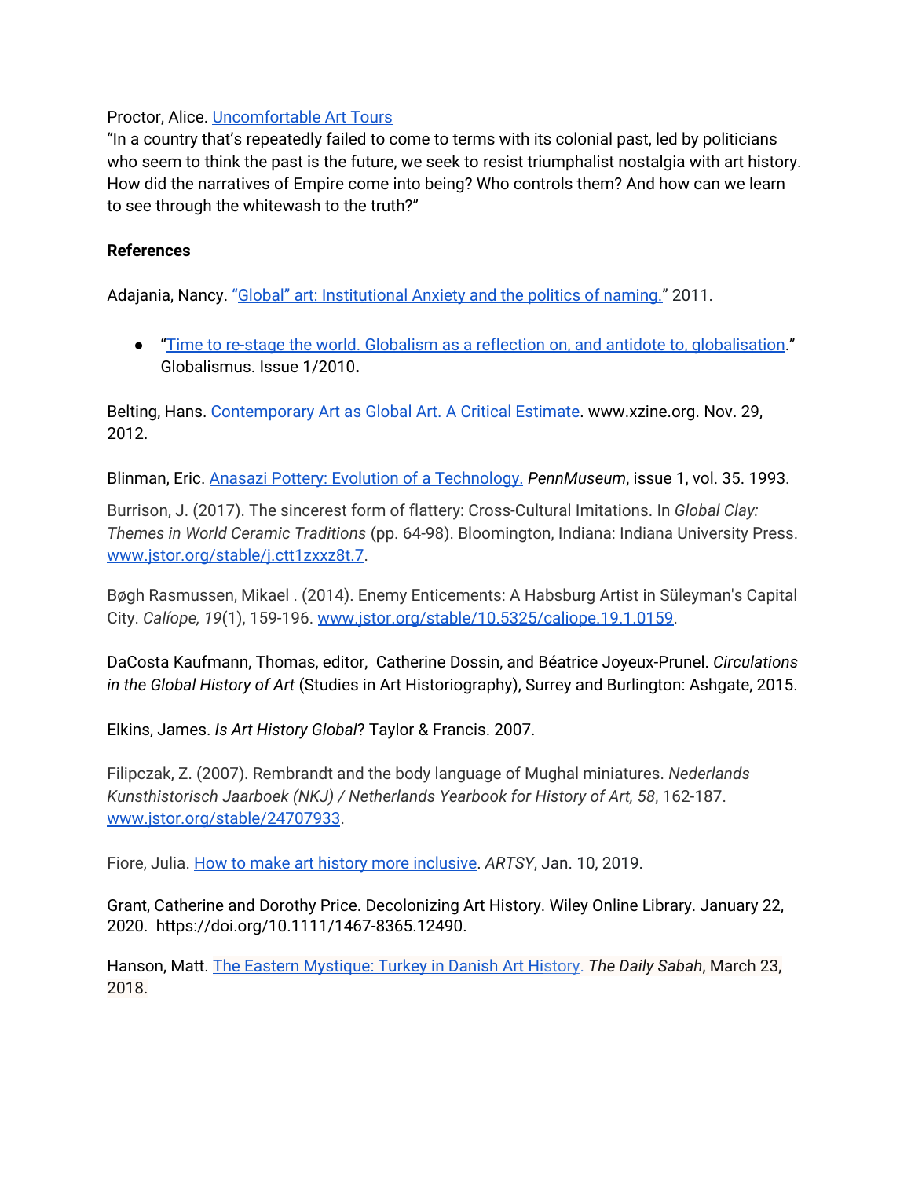Proctor, Alice. Uncomfortable Art Tours
"In a country that's repeatedly failed to come to terms with its colonial past, led by politicians who seem to think the past is the future, we seek to resist triumphalist nostalgia with art history. How did the narratives of Empire come into being? Who controls them? And how can we learn to see through the whitewash to the truth?"

**References**

Adajania, Nancy. "“Global” art: Institutional Anxiety and the politics of naming." 2011.

- "Time to re-stage the world. Globalism as a reflection on, and antidote to, globalisation." Globalismus. Issue 1/2010**.**

Belting, Hans. Contemporary Art as Global Art. A Critical Estimate. www.xzine.org. Nov. 29, 2012.

Blinman, Eric. Anasazi Pottery: Evolution of a Technology. *PennMuseum*, issue 1, vol. 35. 1993.

Burrison, J. (2017). The sincerest form of flattery: Cross-Cultural Imitations. In *Global Clay: Themes in World Ceramic Traditions* (pp. 64-98). Bloomington, Indiana: Indiana University Press. www.jstor.org/stable/j.ctt1zxxz8t.7.

Bøgh Rasmussen, Mikael . (2014). Enemy Enticements: A Habsburg Artist in Süleyman's Capital City. *Calíope, 19*(1), 159-196. www.jstor.org/stable/10.5325/caliope.19.1.0159.

DaCosta Kaufmann, Thomas, editor, Catherine Dossin, and Béatrice Joyeux-Prunel. *Circulations in the Global History of Art* (Studies in Art Historiography), Surrey and Burlington: Ashgate, 2015.

Elkins, James. *Is Art History Global*? Taylor & Francis. 2007.

Filipczak, Z. (2007). Rembrandt and the body language of Mughal miniatures. *Nederlands Kunsthistorisch Jaarboek (NKJ) / Netherlands Yearbook for History of Art, 58*, 162-187. www.jstor.org/stable/24707933.

Fiore, Julia. How to make art history more inclusive. *ARTSY*, Jan. 10, 2019.

Grant, Catherine and Dorothy Price. Decolonizing Art History. Wiley Online Library. January 22, 2020. https://doi.org/10.1111/1467-8365.12490.

Hanson, Matt. The Eastern Mystique: Turkey in Danish Art History. *The Daily Sabah*, March 23, 2018.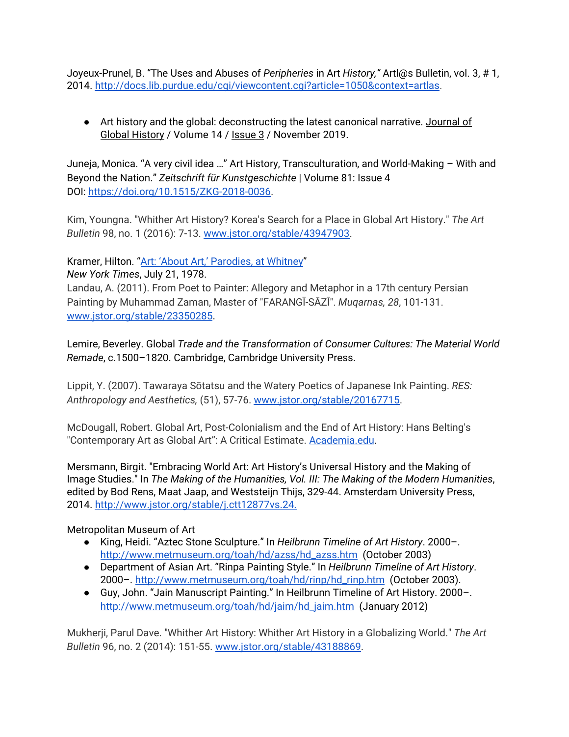Joyeux-Prunel, B. "The Uses and Abuses of *Peripheries* in Art *History,"* Artl@s Bulletin, vol. 3, # 1, 2014. [http://docs.lib.purdue.edu/cgi/viewcontent.cgi?article=1050&context=artlas](http://docs.lib.purdue.edu/cgi/viewcontent.cgi?article=1050&context=artlas).

- Art history and the global: deconstructing the latest canonical narrative. Journal of Global History / Volume 14 / Issue 3 / November 2019.

Juneja, Monica. "A very civil idea …" Art History, Transculturation, and World-Making – With and Beyond the Nation." *Zeitschrift für Kunstgeschichte* | Volume 81: Issue 4
DOI: [https://doi.org/10.1515/ZKG-2018-0036](https://doi.org/10.1515/ZKG-2018-0036).

Kim, Youngna. "Whither Art History? Korea's Search for a Place in Global Art History." *The Art Bulletin* 98, no. 1 (2016): 7-13. [www.jstor.org/stable/43947903](www.jstor.org/stable/43947903).

Kramer, Hilton. "Art: 'About Art,' Parodies, at Whitney"
*New York Times*, July 21, 1978.
Landau, A. (2011). From Poet to Painter: Allegory and Metaphor in a 17th century Persian Painting by Muhammad Zaman, Master of "FARANGĪ-SĀZĪ". *Muqarnas, 28*, 101-131. [www.jstor.org/stable/23350285](www.jstor.org/stable/23350285).

Lemire, Beverley. Global *Trade and the Transformation of Consumer Cultures: The Material World Remade*, c.1500–1820. Cambridge, Cambridge University Press.

Lippit, Y. (2007). Tawaraya Sōtatsu and the Watery Poetics of Japanese Ink Painting. *RES: Anthropology and Aesthetics,* (51), 57-76. [www.jstor.org/stable/20167715](www.jstor.org/stable/20167715).

McDougall, Robert. Global Art, Post-Colonialism and the End of Art History: Hans Belting's "Contemporary Art as Global Art": A Critical Estimate. Academia.edu.

Mersmann, Birgit. "Embracing World Art: Art History's Universal History and the Making of Image Studies." In *The Making of the Humanities, Vol. III: The Making of the Modern Humanities*, edited by Bod Rens, Maat Jaap, and Weststeijn Thijs, 329-44. Amsterdam University Press, 2014. [http://www.jstor.org/stable/j.ctt12877vs.24.](http://www.jstor.org/stable/j.ctt12877vs.24)

Metropolitan Museum of Art

- King, Heidi. "Aztec Stone Sculpture." In *Heilbrunn Timeline of Art History*. 2000–. [http://www.metmuseum.org/toah/hd/azss/hd_azss.htm](http://www.metmuseum.org/toah/hd/azss/hd_azss.htm) (October 2003)
- Department of Asian Art. "Rinpa Painting Style." In *Heilbrunn Timeline of Art History*. 2000–. [http://www.metmuseum.org/toah/hd/rinp/hd_rinp.htm](http://www.metmuseum.org/toah/hd/rinp/hd_rinp.htm) (October 2003).
- Guy, John. "Jain Manuscript Painting." In Heilbrunn Timeline of Art History. 2000–. [http://www.metmuseum.org/toah/hd/jaim/hd_jaim.htm](http://www.metmuseum.org/toah/hd/jaim/hd_jaim.htm) (January 2012)

Mukherji, Parul Dave. "Whither Art History: Whither Art History in a Globalizing World." *The Art Bulletin* 96, no. 2 (2014): 151-55. [www.jstor.org/stable/43188869](www.jstor.org/stable/43188869).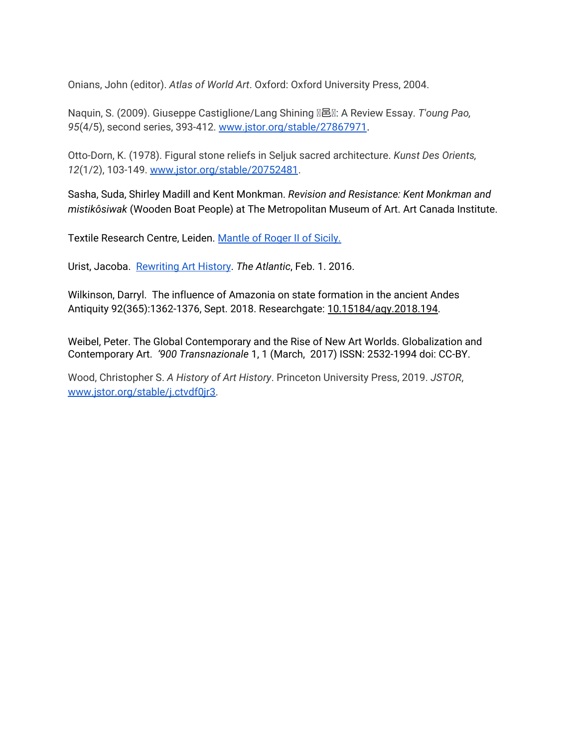Onians, John (editor). *Atlas of World Art*. Oxford: Oxford University Press, 2004.

Naquin, S. (2009). Giuseppe Castiglione/Lang Shining 郎世寧: A Review Essay. *T'oung Pao, 95*(4/5), second series, 393-412. [www.jstor.org/stable/27867971](www.jstor.org/stable/27867971).

Otto-Dorn, K. (1978). Figural stone reliefs in Seljuk sacred architecture. *Kunst Des Orients, 12*(1/2), 103-149. [www.jstor.org/stable/20752481](www.jstor.org/stable/20752481).

Sasha, Suda, Shirley Madill and Kent Monkman. *Revision and Resistance: Kent Monkman and mistikôsiwak* (Wooden Boat People) at The Metropolitan Museum of Art. Art Canada Institute.

Textile Research Centre, Leiden. Mantle of Roger II of Sicily.

Urist, Jacoba. Rewriting Art History. *The Atlantic*, Feb. 1. 2016.

Wilkinson, Darryl. The influence of Amazonia on state formation in the ancient Andes Antiquity 92(365):1362-1376, Sept. 2018. Researchgate: 10.15184/aqy.2018.194.

Weibel, Peter. The Global Contemporary and the Rise of New Art Worlds. Globalization and Contemporary Art. *'900 Transnazionale* 1, 1 (March, 2017) ISSN: 2532-1994 doi: CC-BY.

Wood, Christopher S. *A History of Art History*. Princeton University Press, 2019. *JSTOR*, [www.jstor.org/stable/j.ctvdf0jr3](www.jstor.org/stable/j.ctvdf0jr3).